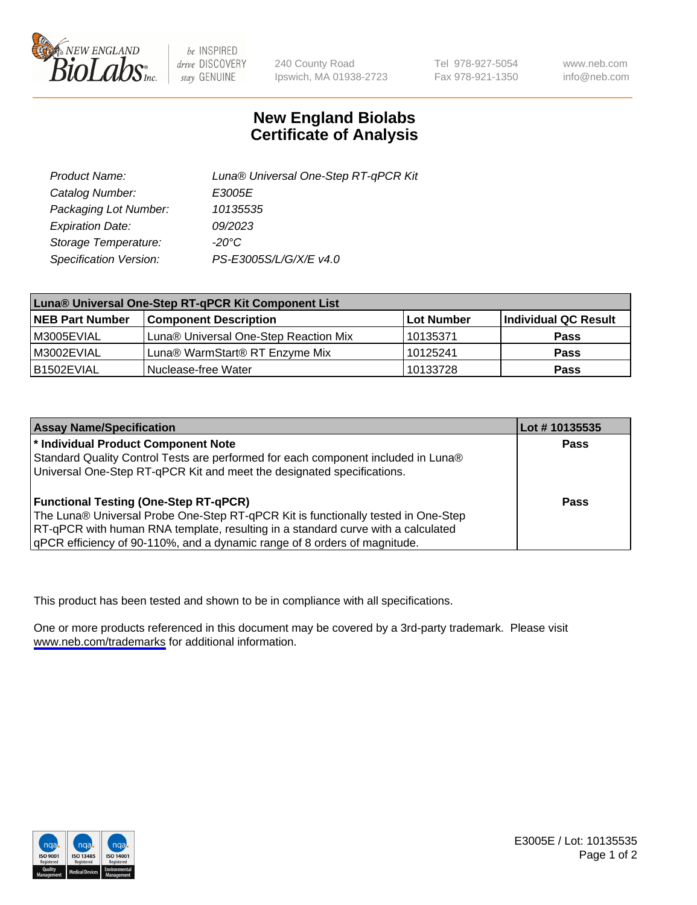# New England Biolabs Certificate of Analysis

| | |
|---|---|
| *Product Name:* | *Luna® Universal One-Step RT-qPCR Kit* |
| *Catalog Number:* | *E3005E* |
| *Packaging Lot Number:* | *10135535* |
| *Expiration Date:* | *09/2023* |
| *Storage Temperature:* | *-20°C* |
| *Specification Version:* | *PS-E3005S/L/G/X/E v4.0* |

| Luna® Universal One-Step RT-qPCR Kit Component List | | | |
|---|---|---|---|
| **NEB Part Number** | **Component Description** | **Lot Number** | **Individual QC Result** |
| M3005EVIAL | Luna® Universal One-Step Reaction Mix | 10135371 | **Pass** |
| M3002EVIAL | Luna® WarmStart® RT Enzyme Mix | 10125241 | **Pass** |
| B1502EVIAL | Nuclease-free Water | 10133728 | **Pass** |

| Assay Name/Specification | Lot # 10135535 |
|---|---|
| **\* Individual Product Component Note**<br>Standard Quality Control Tests are performed for each component included in Luna® Universal One-Step RT-qPCR Kit and meet the designated specifications. | **Pass** |
| **Functional Testing (One-Step RT-qPCR)**<br>The Luna® Universal Probe One-Step RT-qPCR Kit is functionally tested in One-Step RT-qPCR with human RNA template, resulting in a standard curve with a calculated qPCR efficiency of 90-110%, and a dynamic range of 8 orders of magnitude. | **Pass** |

This product has been tested and shown to be in compliance with all specifications.

One or more products referenced in this document may be covered by a 3rd-party trademark. Please visit www.neb.com/trademarks for additional information.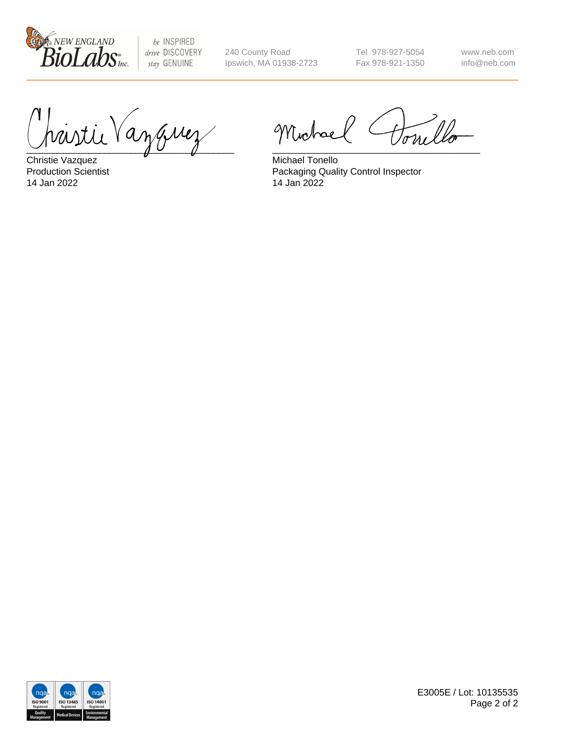Christie Vazquez
Production Scientist
14 Jan 2022

Michael Tonello
Packaging Quality Control Inspector
14 Jan 2022